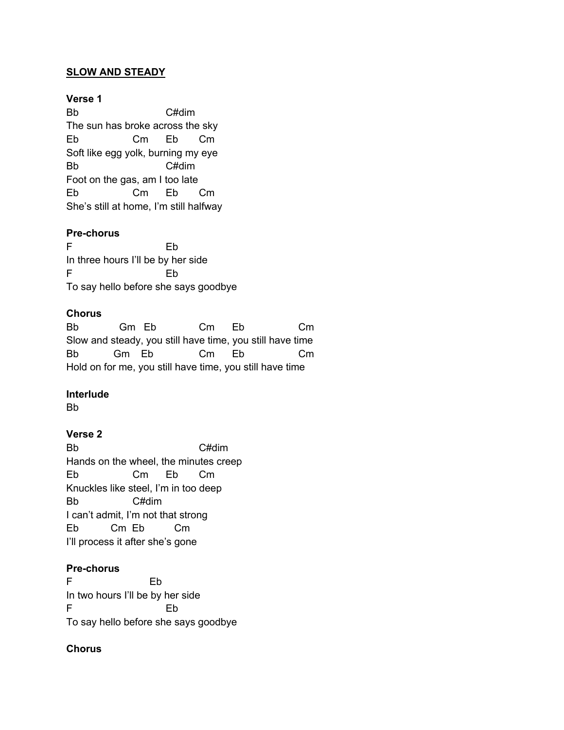**SLOW AND STEADY**

**Verse 1**

```
Bb                          C#dim
The sun has broke across the sky
Eb                Cm      Eb       Cm
Soft like egg yolk, burning my eye
Bb                          C#dim
Foot on the gas, am I too late
Eb                Cm      Eb       Cm
She's still at home, I'm still halfway
```

**Pre-chorus**

```
F                           Eb
In three hours I'll be by her side
F                           Eb
To say hello before she says goodbye
```

**Chorus**

```
Bb            Gm   Eb             Cm      Eb                Cm
Slow and steady, you still have time, you still have time
Bb           Gm    Eb             Cm      Eb                Cm
Hold on for me, you still have time, you still have time
```

**Interlude**

```
Bb
```

**Verse 2**

```
Bb                                  C#dim
Hands on the wheel, the minutes creep
Eb                Cm      Eb       Cm
Knuckles like steel, I'm in too deep
Bb                C#dim
I can't admit, I'm not that strong
Eb          Cm  Eb          Cm
I'll process it after she's gone
```

**Pre-chorus**

```
F                      Eb
In two hours I'll be by her side
F                           Eb
To say hello before she says goodbye
```

**Chorus**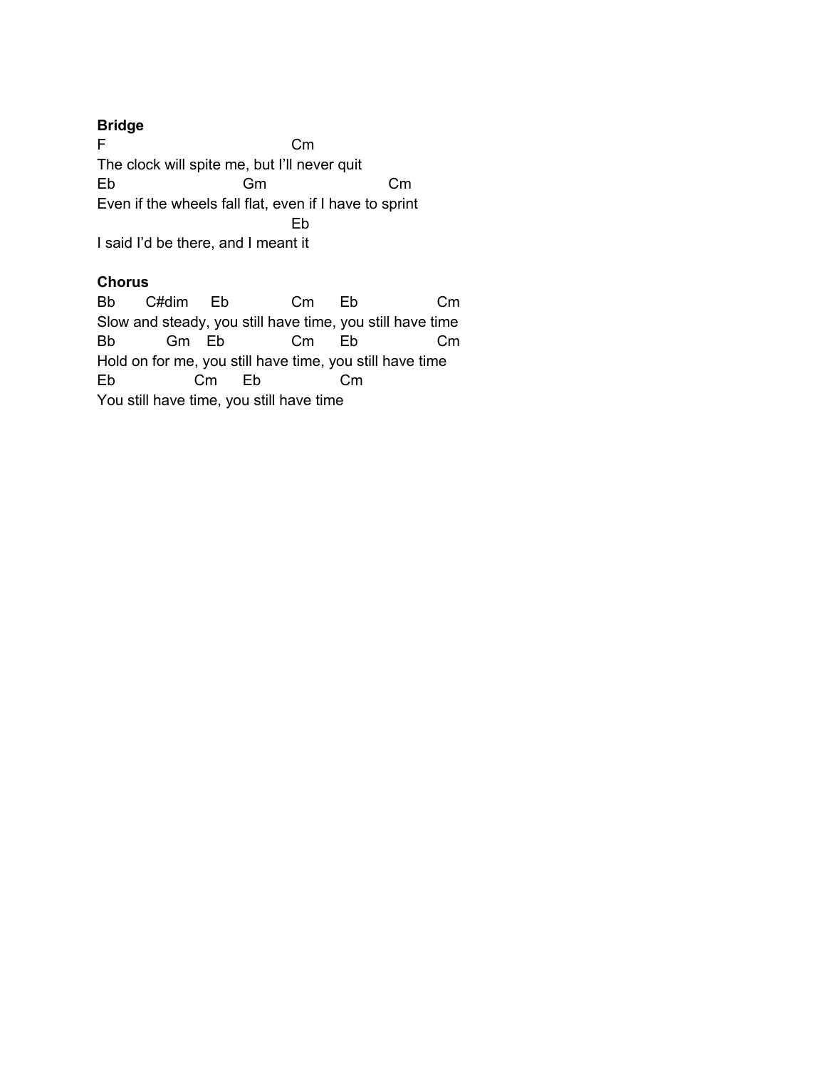**Bridge**

```
F                                 Cm
The clock will spite me, but I'll never quit
Eb                      Gm                        Cm
Even if the wheels fall flat, even if I have to sprint
                                 Eb
I said I'd be there, and I meant it
```

**Chorus**

```
Bb      C#dim    Eb          Cm     Eb          Cm
Slow and steady, you still have time, you still have time
Bb          Gm   Eb          Cm     Eb          Cm
Hold on for me, you still have time, you still have time
Eb              Cm     Eb           Cm
You still have time, you still have time
```